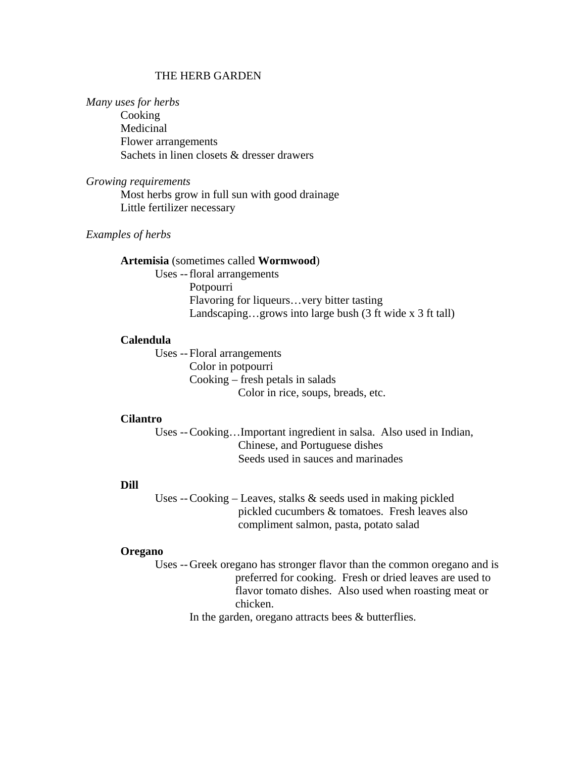# THE HERB GARDEN

*Many uses for herbs*

- Cooking
- Medicinal
- Flower arrangements
- Sachets in linen closets & dresser drawers

*Growing requirements*

- Most herbs grow in full sun with good drainage
- Little fertilizer necessary

*Examples of herbs*

**Artemisia** (sometimes called **Wormwood**)

Uses -- floral arrangements
- Potpourri
- Flavoring for liqueurs…very bitter tasting
- Landscaping…grows into large bush (3 ft wide x 3 ft tall)

**Calendula**

Uses -- Floral arrangements
- Color in potpourri
- Cooking – fresh petals in salads
  - Color in rice, soups, breads, etc.

**Cilantro**

Uses -- Cooking…Important ingredient in salsa. Also used in Indian, Chinese, and Portuguese dishes
- Seeds used in sauces and marinades

**Dill**

Uses -- Cooking – Leaves, stalks & seeds used in making pickled pickled cucumbers & tomatoes. Fresh leaves also compliment salmon, pasta, potato salad

**Oregano**

Uses -- Greek oregano has stronger flavor than the common oregano and is preferred for cooking. Fresh or dried leaves are used to flavor tomato dishes. Also used when roasting meat or chicken.

In the garden, oregano attracts bees & butterflies.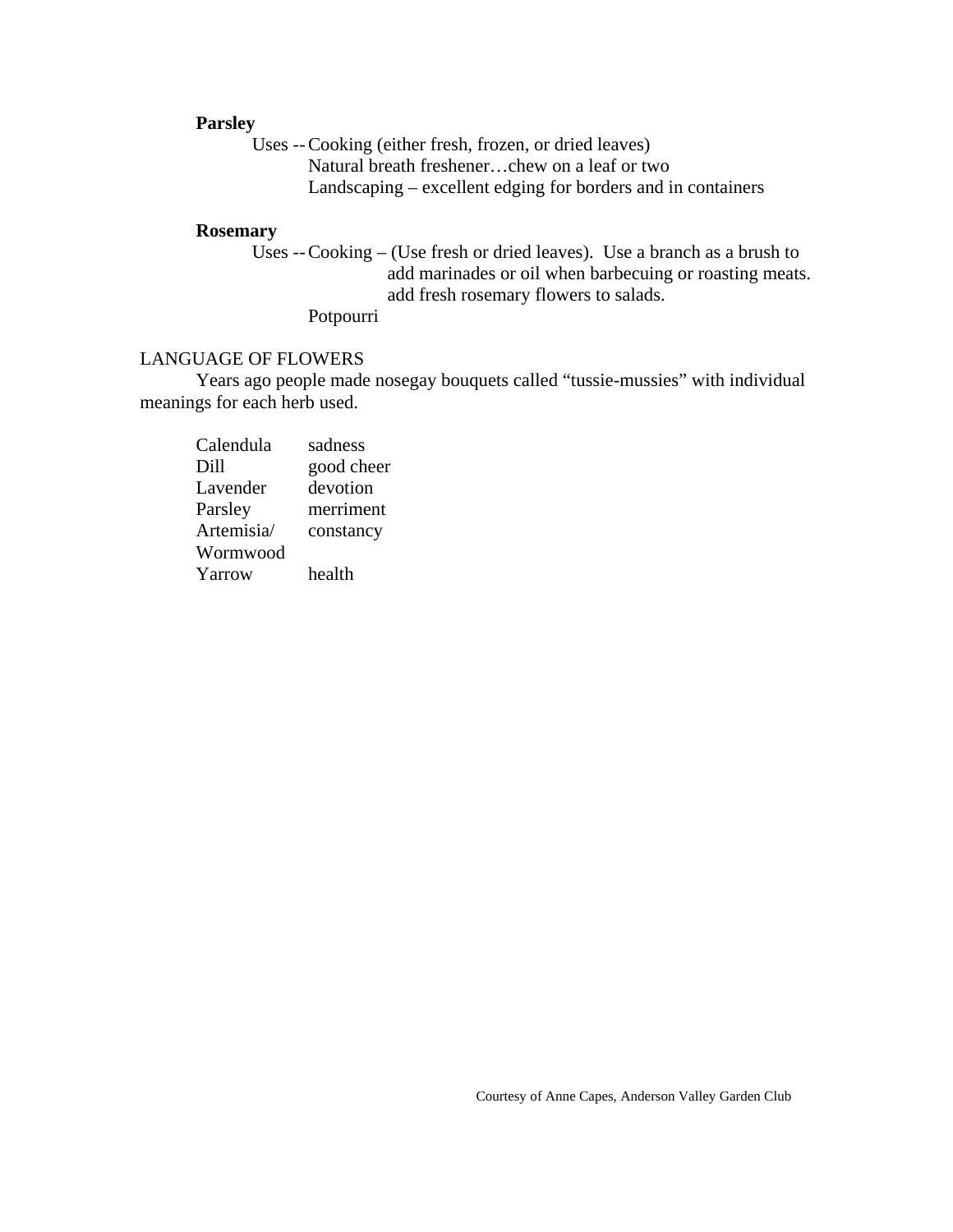**Parsley**

Uses -- Cooking (either fresh, frozen, or dried leaves)
Natural breath freshener…chew on a leaf or two
Landscaping – excellent edging for borders and in containers

**Rosemary**

Uses -- Cooking – (Use fresh or dried leaves). Use a branch as a brush to add marinades or oil when barbecuing or roasting meats. add fresh rosemary flowers to salads.
Potpourri

LANGUAGE OF FLOWERS

Years ago people made nosegay bouquets called "tussie-mussies" with individual meanings for each herb used.

| | |
|---|---|
| Calendula | sadness |
| Dill | good cheer |
| Lavender | devotion |
| Parsley | merriment |
| Artemisia/ Wormwood | constancy |
| Yarrow | health |

Courtesy of Anne Capes, Anderson Valley Garden Club